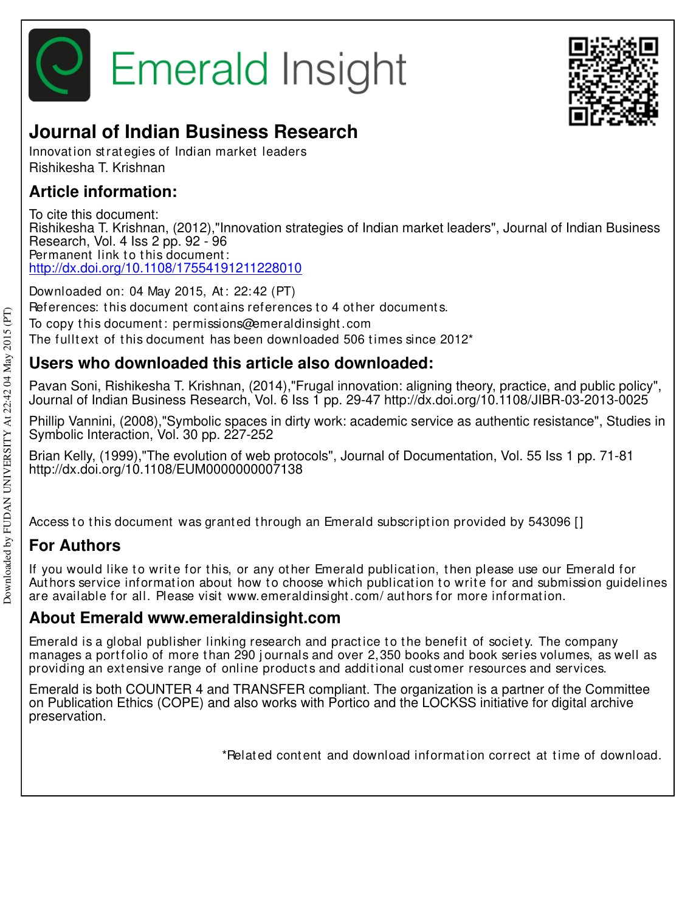# Emerald Insight

## Journal of Indian Business Research

Innovation strategies of Indian market leaders
Rishikesha T. Krishnan

## Article information:

To cite this document:
Rishikesha T. Krishnan, (2012),"Innovation strategies of Indian market leaders", Journal of Indian Business Research, Vol. 4 Iss 2 pp. 92 - 96
Permanent link to this document:
http://dx.doi.org/10.1108/17554191211228010

Downloaded on: 04 May 2015, At: 22:42 (PT)
References: this document contains references to 4 other documents.
To copy this document: permissions@emeraldinsight.com
The fulltext of this document has been downloaded 506 times since 2012*

## Users who downloaded this article also downloaded:

Pavan Soni, Rishikesha T. Krishnan, (2014),"Frugal innovation: aligning theory, practice, and public policy", Journal of Indian Business Research, Vol. 6 Iss 1 pp. 29-47 http://dx.doi.org/10.1108/JIBR-03-2013-0025

Phillip Vannini, (2008),"Symbolic spaces in dirty work: academic service as authentic resistance", Studies in Symbolic Interaction, Vol. 30 pp. 227-252

Brian Kelly, (1999),"The evolution of web protocols", Journal of Documentation, Vol. 55 Iss 1 pp. 71-81 http://dx.doi.org/10.1108/EUM0000000007138

Access to this document was granted through an Emerald subscription provided by 543096 []

## For Authors

If you would like to write for this, or any other Emerald publication, then please use our Emerald for Authors service information about how to choose which publication to write for and submission guidelines are available for all. Please visit www.emeraldinsight.com/authors for more information.

## About Emerald www.emeraldinsight.com

Emerald is a global publisher linking research and practice to the benefit of society. The company manages a portfolio of more than 290 journals and over 2,350 books and book series volumes, as well as providing an extensive range of online products and additional customer resources and services.

Emerald is both COUNTER 4 and TRANSFER compliant. The organization is a partner of the Committee on Publication Ethics (COPE) and also works with Portico and the LOCKSS initiative for digital archive preservation.

*Related content and download information correct at time of download.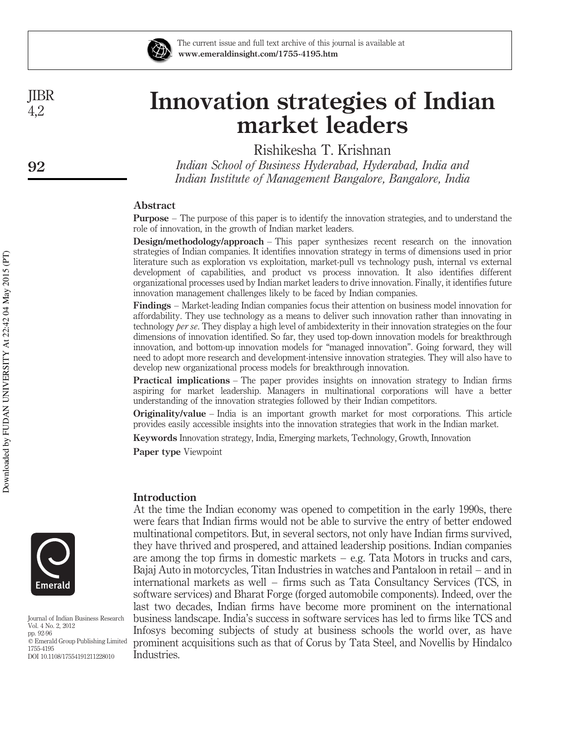# Innovation strategies of Indian market leaders

Rishikesha T. Krishnan

*Indian School of Business Hyderabad, Hyderabad, India and Indian Institute of Management Bangalore, Bangalore, India*

## Abstract

**Purpose** – The purpose of this paper is to identify the innovation strategies, and to understand the role of innovation, in the growth of Indian market leaders.

**Design/methodology/approach** – This paper synthesizes recent research on the innovation strategies of Indian companies. It identifies innovation strategy in terms of dimensions used in prior literature such as exploration vs exploitation, market-pull vs technology push, internal vs external development of capabilities, and product vs process innovation. It also identifies different organizational processes used by Indian market leaders to drive innovation. Finally, it identifies future innovation management challenges likely to be faced by Indian companies.

**Findings** – Market-leading Indian companies focus their attention on business model innovation for affordability. They use technology as a means to deliver such innovation rather than innovating in technology *per se*. They display a high level of ambidexterity in their innovation strategies on the four dimensions of innovation identified. So far, they used top-down innovation models for breakthrough innovation, and bottom-up innovation models for "managed innovation". Going forward, they will need to adopt more research and development-intensive innovation strategies. They will also have to develop new organizational process models for breakthrough innovation.

**Practical implications** – The paper provides insights on innovation strategy to Indian firms aspiring for market leadership. Managers in multinational corporations will have a better understanding of the innovation strategies followed by their Indian competitors.

**Originality/value** – India is an important growth market for most corporations. This article provides easily accessible insights into the innovation strategies that work in the Indian market.

**Keywords** Innovation strategy, India, Emerging markets, Technology, Growth, Innovation

**Paper type** Viewpoint

## Introduction

At the time the Indian economy was opened to competition in the early 1990s, there were fears that Indian firms would not be able to survive the entry of better endowed multinational competitors. But, in several sectors, not only have Indian firms survived, they have thrived and prospered, and attained leadership positions. Indian companies are among the top firms in domestic markets – e.g. Tata Motors in trucks and cars, Bajaj Auto in motorcycles, Titan Industries in watches and Pantaloon in retail – and in international markets as well – firms such as Tata Consultancy Services (TCS, in software services) and Bharat Forge (forged automobile components). Indeed, over the last two decades, Indian firms have become more prominent on the international business landscape. India's success in software services has led to firms like TCS and Infosys becoming subjects of study at business schools the world over, as have prominent acquisitions such as that of Corus by Tata Steel, and Novellis by Hindalco Industries.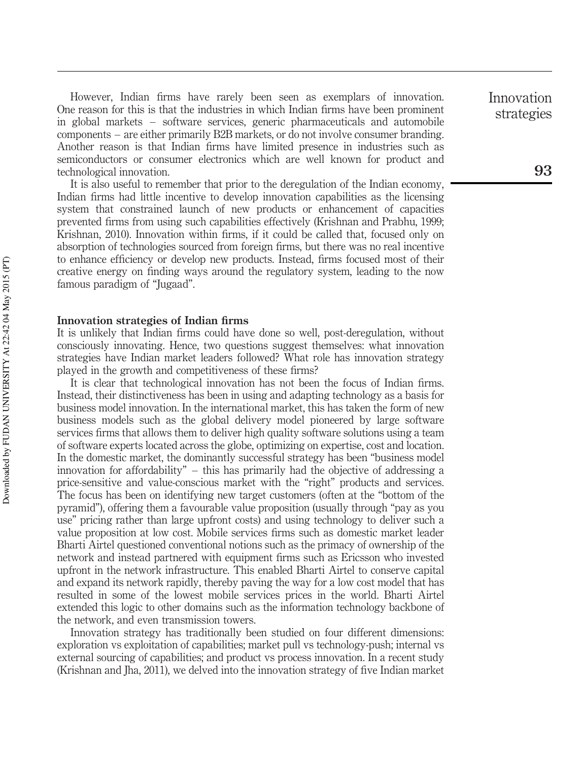However, Indian firms have rarely been seen as exemplars of innovation. One reason for this is that the industries in which Indian firms have been prominent in global markets – software services, generic pharmaceuticals and automobile components – are either primarily B2B markets, or do not involve consumer branding. Another reason is that Indian firms have limited presence in industries such as semiconductors or consumer electronics which are well known for product and technological innovation.

It is also useful to remember that prior to the deregulation of the Indian economy, Indian firms had little incentive to develop innovation capabilities as the licensing system that constrained launch of new products or enhancement of capacities prevented firms from using such capabilities effectively (Krishnan and Prabhu, 1999; Krishnan, 2010). Innovation within firms, if it could be called that, focused only on absorption of technologies sourced from foreign firms, but there was no real incentive to enhance efficiency or develop new products. Instead, firms focused most of their creative energy on finding ways around the regulatory system, leading to the now famous paradigm of "Jugaad".

## Innovation strategies of Indian firms

It is unlikely that Indian firms could have done so well, post-deregulation, without consciously innovating. Hence, two questions suggest themselves: what innovation strategies have Indian market leaders followed? What role has innovation strategy played in the growth and competitiveness of these firms?

It is clear that technological innovation has not been the focus of Indian firms. Instead, their distinctiveness has been in using and adapting technology as a basis for business model innovation. In the international market, this has taken the form of new business models such as the global delivery model pioneered by large software services firms that allows them to deliver high quality software solutions using a team of software experts located across the globe, optimizing on expertise, cost and location. In the domestic market, the dominantly successful strategy has been "business model innovation for affordability" – this has primarily had the objective of addressing a price-sensitive and value-conscious market with the "right" products and services. The focus has been on identifying new target customers (often at the "bottom of the pyramid"), offering them a favourable value proposition (usually through "pay as you use" pricing rather than large upfront costs) and using technology to deliver such a value proposition at low cost. Mobile services firms such as domestic market leader Bharti Airtel questioned conventional notions such as the primacy of ownership of the network and instead partnered with equipment firms such as Ericsson who invested upfront in the network infrastructure. This enabled Bharti Airtel to conserve capital and expand its network rapidly, thereby paving the way for a low cost model that has resulted in some of the lowest mobile services prices in the world. Bharti Airtel extended this logic to other domains such as the information technology backbone of the network, and even transmission towers.

Innovation strategy has traditionally been studied on four different dimensions: exploration vs exploitation of capabilities; market pull vs technology-push; internal vs external sourcing of capabilities; and product vs process innovation. In a recent study (Krishnan and Jha, 2011), we delved into the innovation strategy of five Indian market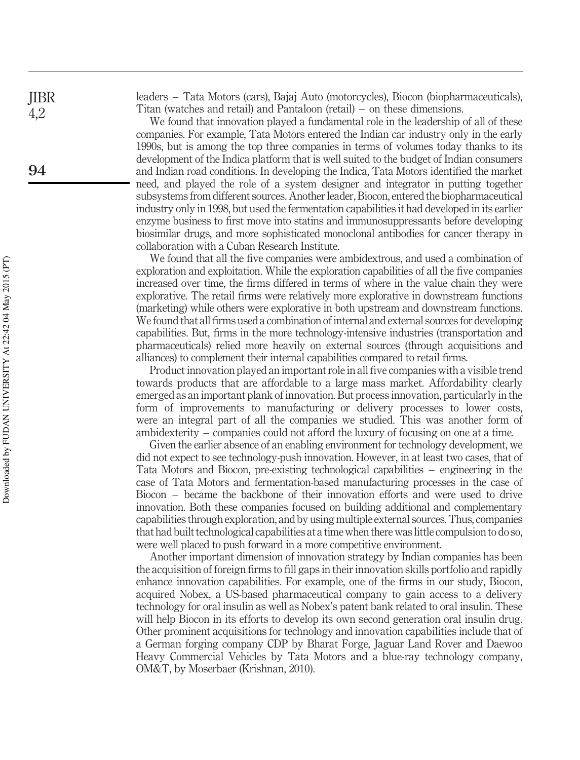leaders – Tata Motors (cars), Bajaj Auto (motorcycles), Biocon (biopharmaceuticals), Titan (watches and retail) and Pantaloon (retail) – on these dimensions.

We found that innovation played a fundamental role in the leadership of all of these companies. For example, Tata Motors entered the Indian car industry only in the early 1990s, but is among the top three companies in terms of volumes today thanks to its development of the Indica platform that is well suited to the budget of Indian consumers and Indian road conditions. In developing the Indica, Tata Motors identified the market need, and played the role of a system designer and integrator in putting together subsystems from different sources. Another leader, Biocon, entered the biopharmaceutical industry only in 1998, but used the fermentation capabilities it had developed in its earlier enzyme business to first move into statins and immunosuppressants before developing biosimilar drugs, and more sophisticated monoclonal antibodies for cancer therapy in collaboration with a Cuban Research Institute.

We found that all the five companies were ambidextrous, and used a combination of exploration and exploitation. While the exploration capabilities of all the five companies increased over time, the firms differed in terms of where in the value chain they were explorative. The retail firms were relatively more explorative in downstream functions (marketing) while others were explorative in both upstream and downstream functions. We found that all firms used a combination of internal and external sources for developing capabilities. But, firms in the more technology-intensive industries (transportation and pharmaceuticals) relied more heavily on external sources (through acquisitions and alliances) to complement their internal capabilities compared to retail firms.

Product innovation played an important role in all five companies with a visible trend towards products that are affordable to a large mass market. Affordability clearly emerged as an important plank of innovation. But process innovation, particularly in the form of improvements to manufacturing or delivery processes to lower costs, were an integral part of all the companies we studied. This was another form of ambidexterity – companies could not afford the luxury of focusing on one at a time.

Given the earlier absence of an enabling environment for technology development, we did not expect to see technology-push innovation. However, in at least two cases, that of Tata Motors and Biocon, pre-existing technological capabilities – engineering in the case of Tata Motors and fermentation-based manufacturing processes in the case of Biocon – became the backbone of their innovation efforts and were used to drive innovation. Both these companies focused on building additional and complementary capabilities through exploration, and by using multiple external sources. Thus, companies that had built technological capabilities at a time when there was little compulsion to do so, were well placed to push forward in a more competitive environment.

Another important dimension of innovation strategy by Indian companies has been the acquisition of foreign firms to fill gaps in their innovation skills portfolio and rapidly enhance innovation capabilities. For example, one of the firms in our study, Biocon, acquired Nobex, a US-based pharmaceutical company to gain access to a delivery technology for oral insulin as well as Nobex's patent bank related to oral insulin. These will help Biocon in its efforts to develop its own second generation oral insulin drug. Other prominent acquisitions for technology and innovation capabilities include that of a German forging company CDP by Bharat Forge, Jaguar Land Rover and Daewoo Heavy Commercial Vehicles by Tata Motors and a blue-ray technology company, OM&T, by Moserbaer (Krishnan, 2010).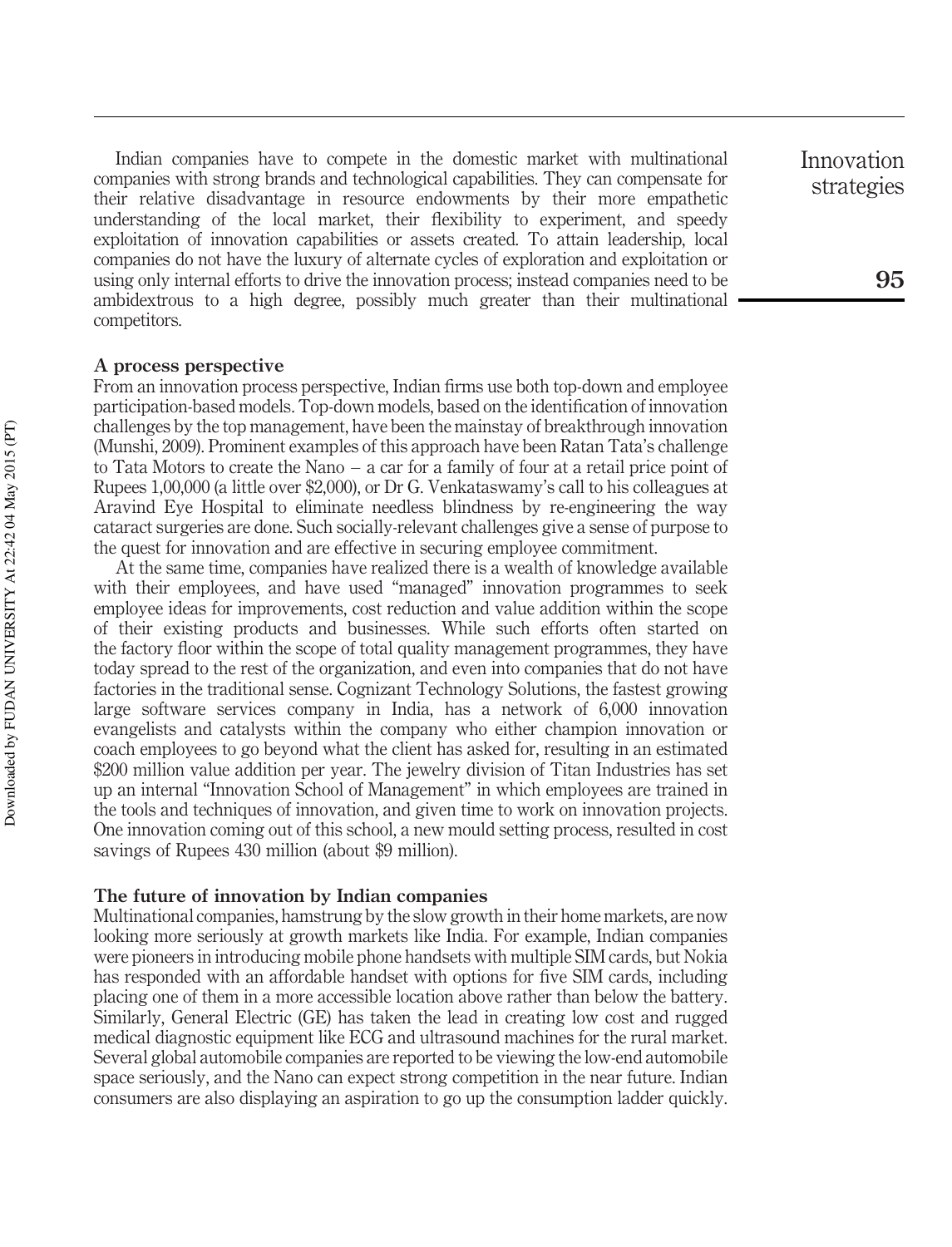Indian companies have to compete in the domestic market with multinational companies with strong brands and technological capabilities. They can compensate for their relative disadvantage in resource endowments by their more empathetic understanding of the local market, their flexibility to experiment, and speedy exploitation of innovation capabilities or assets created. To attain leadership, local companies do not have the luxury of alternate cycles of exploration and exploitation or using only internal efforts to drive the innovation process; instead companies need to be ambidextrous to a high degree, possibly much greater than their multinational competitors.

## A process perspective

From an innovation process perspective, Indian firms use both top-down and employee participation-based models. Top-down models, based on the identification of innovation challenges by the top management, have been the mainstay of breakthrough innovation (Munshi, 2009). Prominent examples of this approach have been Ratan Tata's challenge to Tata Motors to create the Nano – a car for a family of four at a retail price point of Rupees 1,00,000 (a little over $2,000), or Dr G. Venkataswamy's call to his colleagues at Aravind Eye Hospital to eliminate needless blindness by re-engineering the way cataract surgeries are done. Such socially-relevant challenges give a sense of purpose to the quest for innovation and are effective in securing employee commitment.

At the same time, companies have realized there is a wealth of knowledge available with their employees, and have used "managed" innovation programmes to seek employee ideas for improvements, cost reduction and value addition within the scope of their existing products and businesses. While such efforts often started on the factory floor within the scope of total quality management programmes, they have today spread to the rest of the organization, and even into companies that do not have factories in the traditional sense. Cognizant Technology Solutions, the fastest growing large software services company in India, has a network of 6,000 innovation evangelists and catalysts within the company who either champion innovation or coach employees to go beyond what the client has asked for, resulting in an estimated $200 million value addition per year. The jewelry division of Titan Industries has set up an internal "Innovation School of Management" in which employees are trained in the tools and techniques of innovation, and given time to work on innovation projects. One innovation coming out of this school, a new mould setting process, resulted in cost savings of Rupees 430 million (about $9 million).

## The future of innovation by Indian companies

Multinational companies, hamstrung by the slow growth in their home markets, are now looking more seriously at growth markets like India. For example, Indian companies were pioneers in introducing mobile phone handsets with multiple SIM cards, but Nokia has responded with an affordable handset with options for five SIM cards, including placing one of them in a more accessible location above rather than below the battery. Similarly, General Electric (GE) has taken the lead in creating low cost and rugged medical diagnostic equipment like ECG and ultrasound machines for the rural market. Several global automobile companies are reported to be viewing the low-end automobile space seriously, and the Nano can expect strong competition in the near future. Indian consumers are also displaying an aspiration to go up the consumption ladder quickly.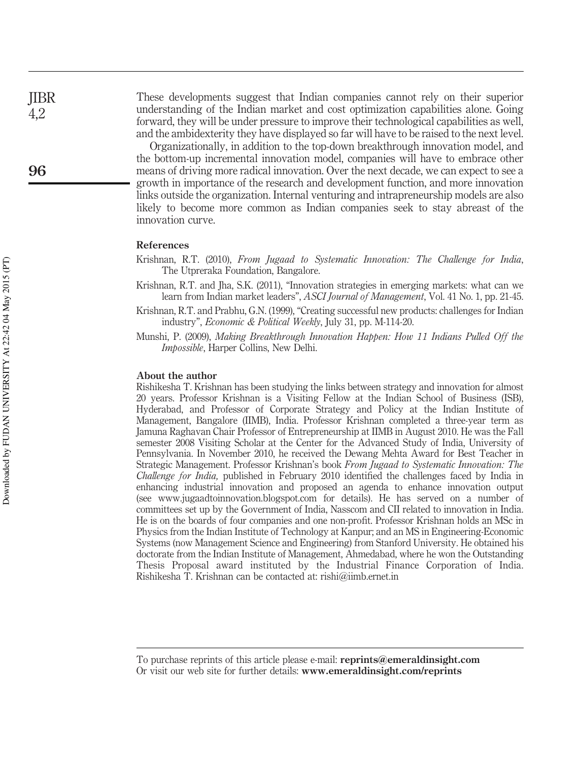These developments suggest that Indian companies cannot rely on their superior understanding of the Indian market and cost optimization capabilities alone. Going forward, they will be under pressure to improve their technological capabilities as well, and the ambidexterity they have displayed so far will have to be raised to the next level.

Organizationally, in addition to the top-down breakthrough innovation model, and the bottom-up incremental innovation model, companies will have to embrace other means of driving more radical innovation. Over the next decade, we can expect to see a growth in importance of the research and development function, and more innovation links outside the organization. Internal venturing and intrapreneurship models are also likely to become more common as Indian companies seek to stay abreast of the innovation curve.

## References

Krishnan, R.T. (2010), *From Jugaad to Systematic Innovation: The Challenge for India*, The Utpreraka Foundation, Bangalore.

Krishnan, R.T. and Jha, S.K. (2011), "Innovation strategies in emerging markets: what can we learn from Indian market leaders", *ASCI Journal of Management*, Vol. 41 No. 1, pp. 21-45.

Krishnan, R.T. and Prabhu, G.N. (1999), "Creating successful new products: challenges for Indian industry", *Economic & Political Weekly*, July 31, pp. M-114-20.

Munshi, P. (2009), *Making Breakthrough Innovation Happen: How 11 Indians Pulled Off the Impossible*, Harper Collins, New Delhi.

## About the author

Rishikesha T. Krishnan has been studying the links between strategy and innovation for almost 20 years. Professor Krishnan is a Visiting Fellow at the Indian School of Business (ISB), Hyderabad, and Professor of Corporate Strategy and Policy at the Indian Institute of Management, Bangalore (IIMB), India. Professor Krishnan completed a three-year term as Jamuna Raghavan Chair Professor of Entrepreneurship at IIMB in August 2010. He was the Fall semester 2008 Visiting Scholar at the Center for the Advanced Study of India, University of Pennsylvania. In November 2010, he received the Dewang Mehta Award for Best Teacher in Strategic Management. Professor Krishnan's book *From Jugaad to Systematic Innovation: The Challenge for India,* published in February 2010 identified the challenges faced by India in enhancing industrial innovation and proposed an agenda to enhance innovation output (see www.jugaadtoinnovation.blogspot.com for details). He has served on a number of committees set up by the Government of India, Nasscom and CII related to innovation in India. He is on the boards of four companies and one non-profit. Professor Krishnan holds an MSc in Physics from the Indian Institute of Technology at Kanpur; and an MS in Engineering-Economic Systems (now Management Science and Engineering) from Stanford University. He obtained his doctorate from the Indian Institute of Management, Ahmedabad, where he won the Outstanding Thesis Proposal award instituted by the Industrial Finance Corporation of India. Rishikesha T. Krishnan can be contacted at: rishi@iimb.ernet.in

To purchase reprints of this article please e-mail: **reprints@emeraldinsight.com**
Or visit our web site for further details: **www.emeraldinsight.com/reprints**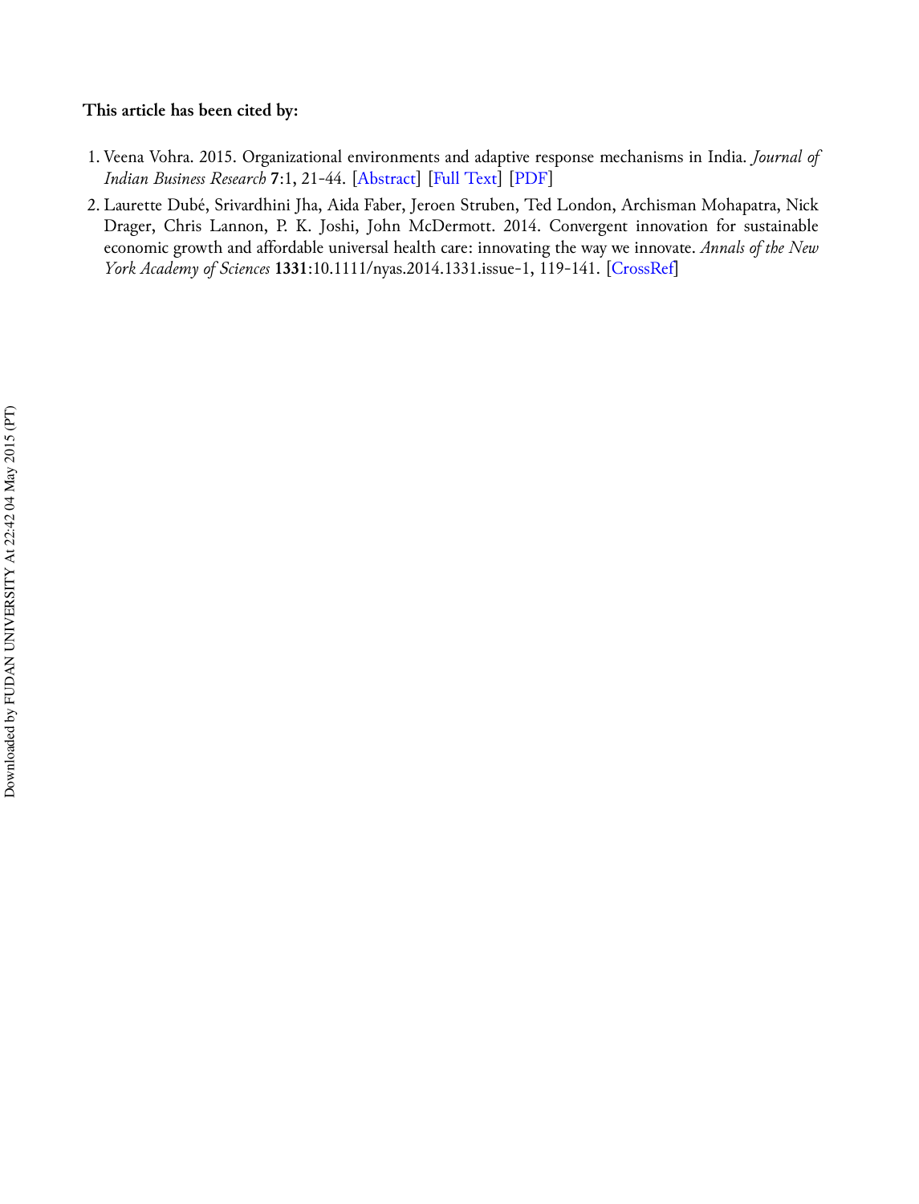**This article has been cited by:**

1. Veena Vohra. 2015. Organizational environments and adaptive response mechanisms in India. *Journal of Indian Business Research* **7**:1, 21-44. [Abstract] [Full Text] [PDF]
2. Laurette Dubé, Srivardhini Jha, Aida Faber, Jeroen Struben, Ted London, Archisman Mohapatra, Nick Drager, Chris Lannon, P. K. Joshi, John McDermott. 2014. Convergent innovation for sustainable economic growth and affordable universal health care: innovating the way we innovate. *Annals of the New York Academy of Sciences* **1331**:10.1111/nyas.2014.1331.issue-1, 119-141. [CrossRef]